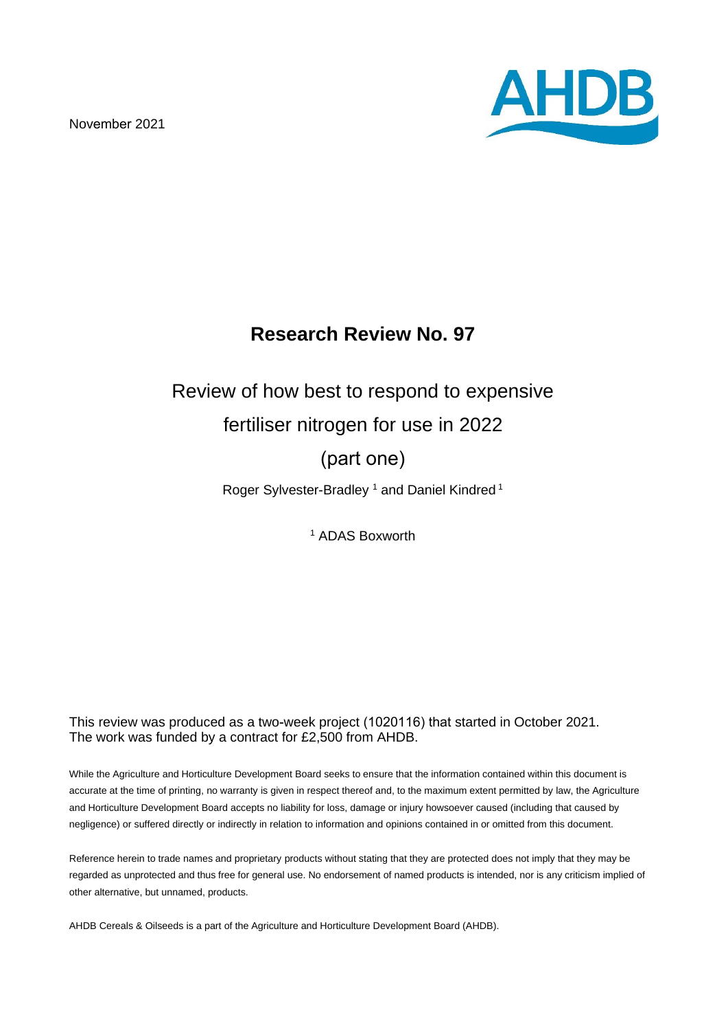November 2021

AHDB

# Research Review No. 97

## Review of how best to respond to expensive fertiliser nitrogen for use in 2022 (part one)

Roger Sylvester-Bradley [1] and Daniel Kindred [1]

[1] ADAS Boxworth

This review was produced as a two-week project (1020116) that started in October 2021. The work was funded by a contract for £2,500 from AHDB.

While the Agriculture and Horticulture Development Board seeks to ensure that the information contained within this document is accurate at the time of printing, no warranty is given in respect thereof and, to the maximum extent permitted by law, the Agriculture and Horticulture Development Board accepts no liability for loss, damage or injury howsoever caused (including that caused by negligence) or suffered directly or indirectly in relation to information and opinions contained in or omitted from this document.

Reference herein to trade names and proprietary products without stating that they are protected does not imply that they may be regarded as unprotected and thus free for general use. No endorsement of named products is intended, nor is any criticism implied of other alternative, but unnamed, products.

AHDB Cereals & Oilseeds is a part of the Agriculture and Horticulture Development Board (AHDB).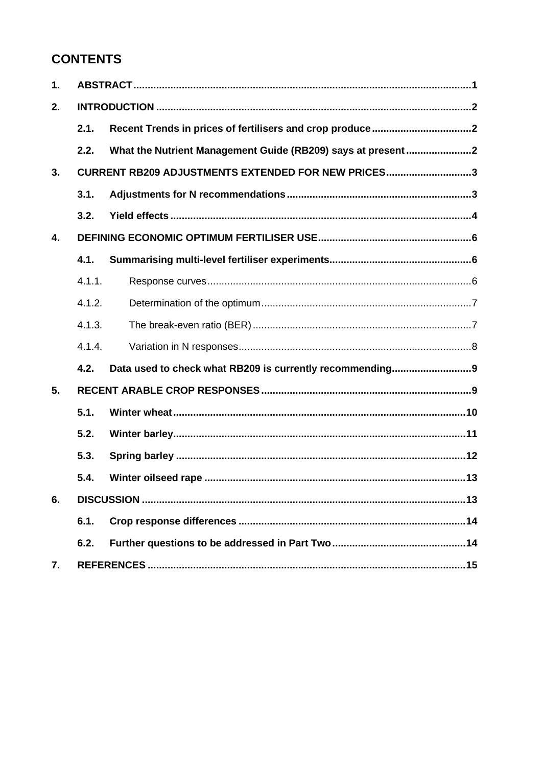## CONTENTS

**1. ABSTRACT** ..... **1**

**2. INTRODUCTION** ..... **2**

- **2.1. Recent Trends in prices of fertilisers and crop produce** ..... **2**
- **2.2. What the Nutrient Management Guide (RB209) says at present** ..... **2**

**3. CURRENT RB209 ADJUSTMENTS EXTENDED FOR NEW PRICES** ..... **3**

- **3.1. Adjustments for N recommendations** ..... **3**
- **3.2. Yield effects** ..... **4**

**4. DEFINING ECONOMIC OPTIMUM FERTILISER USE** ..... **6**

- **4.1. Summarising multi-level fertiliser experiments** ..... **6**
  - 4.1.1. Response curves ..... 6
  - 4.1.2. Determination of the optimum ..... 7
  - 4.1.3. The break-even ratio (BER) ..... 7
  - 4.1.4. Variation in N responses ..... 8
- **4.2. Data used to check what RB209 is currently recommending** ..... **9**

**5. RECENT ARABLE CROP RESPONSES** ..... **9**

- **5.1. Winter wheat** ..... **10**
- **5.2. Winter barley** ..... **11**
- **5.3. Spring barley** ..... **12**
- **5.4. Winter oilseed rape** ..... **13**

**6. DISCUSSION** ..... **13**

- **6.1. Crop response differences** ..... **14**
- **6.2. Further questions to be addressed in Part Two** ..... **14**

**7. REFERENCES** ..... **15**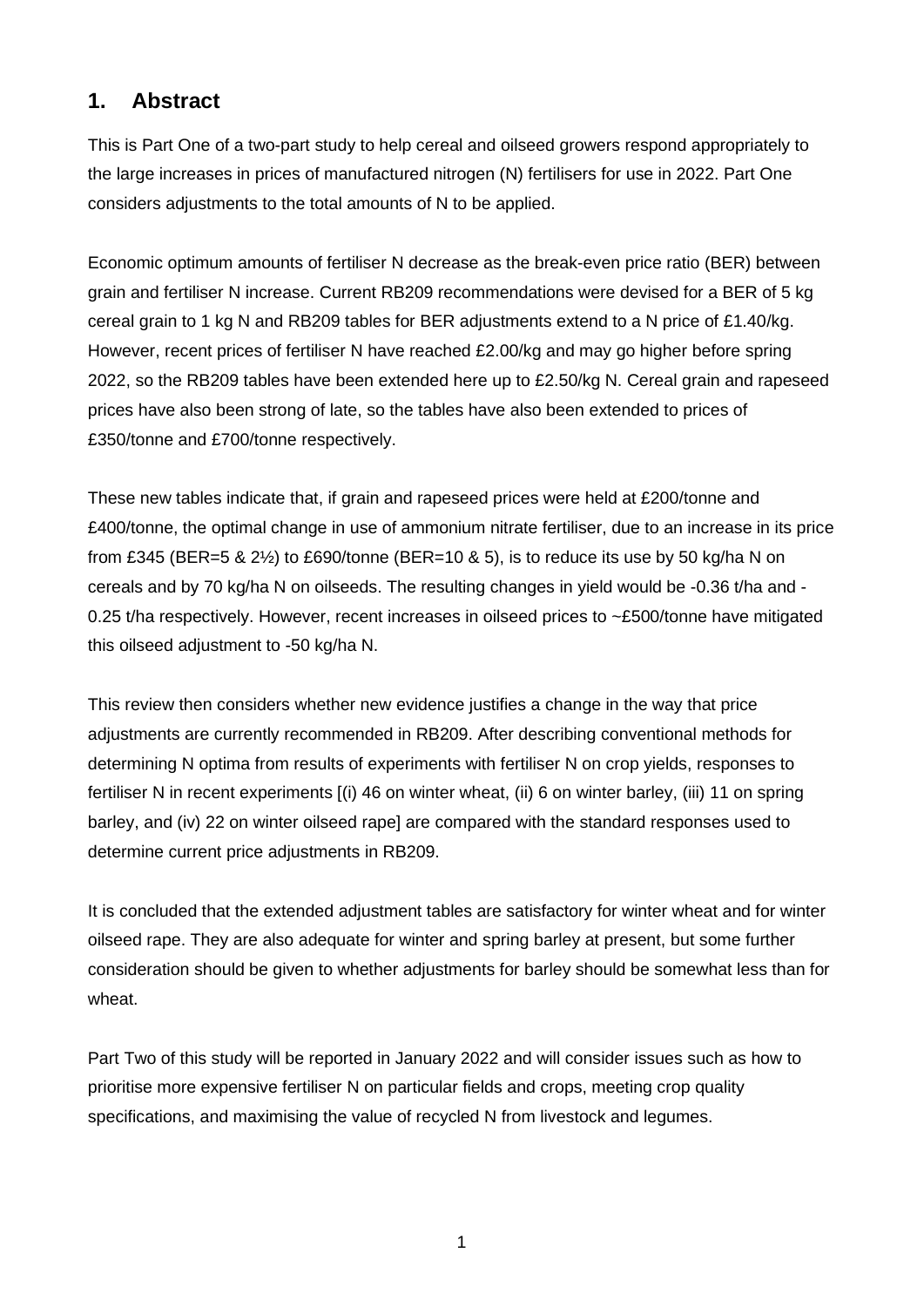## 1. Abstract

This is Part One of a two-part study to help cereal and oilseed growers respond appropriately to the large increases in prices of manufactured nitrogen (N) fertilisers for use in 2022. Part One considers adjustments to the total amounts of N to be applied.

Economic optimum amounts of fertiliser N decrease as the break-even price ratio (BER) between grain and fertiliser N increase. Current RB209 recommendations were devised for a BER of 5 kg cereal grain to 1 kg N and RB209 tables for BER adjustments extend to a N price of £1.40/kg. However, recent prices of fertiliser N have reached £2.00/kg and may go higher before spring 2022, so the RB209 tables have been extended here up to £2.50/kg N. Cereal grain and rapeseed prices have also been strong of late, so the tables have also been extended to prices of £350/tonne and £700/tonne respectively.

These new tables indicate that, if grain and rapeseed prices were held at £200/tonne and £400/tonne, the optimal change in use of ammonium nitrate fertiliser, due to an increase in its price from £345 (BER=5 & 2½) to £690/tonne (BER=10 & 5), is to reduce its use by 50 kg/ha N on cereals and by 70 kg/ha N on oilseeds. The resulting changes in yield would be -0.36 t/ha and -0.25 t/ha respectively. However, recent increases in oilseed prices to ~£500/tonne have mitigated this oilseed adjustment to -50 kg/ha N.

This review then considers whether new evidence justifies a change in the way that price adjustments are currently recommended in RB209. After describing conventional methods for determining N optima from results of experiments with fertiliser N on crop yields, responses to fertiliser N in recent experiments [(i) 46 on winter wheat, (ii) 6 on winter barley, (iii) 11 on spring barley, and (iv) 22 on winter oilseed rape] are compared with the standard responses used to determine current price adjustments in RB209.

It is concluded that the extended adjustment tables are satisfactory for winter wheat and for winter oilseed rape. They are also adequate for winter and spring barley at present, but some further consideration should be given to whether adjustments for barley should be somewhat less than for wheat.

Part Two of this study will be reported in January 2022 and will consider issues such as how to prioritise more expensive fertiliser N on particular fields and crops, meeting crop quality specifications, and maximising the value of recycled N from livestock and legumes.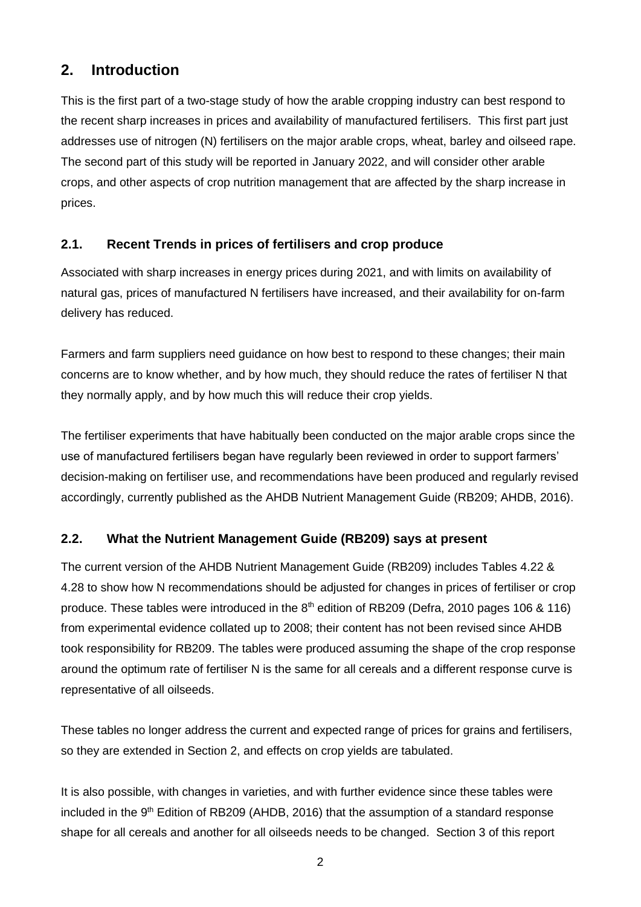## 2. Introduction

This is the first part of a two-stage study of how the arable cropping industry can best respond to the recent sharp increases in prices and availability of manufactured fertilisers. This first part just addresses use of nitrogen (N) fertilisers on the major arable crops, wheat, barley and oilseed rape. The second part of this study will be reported in January 2022, and will consider other arable crops, and other aspects of crop nutrition management that are affected by the sharp increase in prices.

### 2.1. Recent Trends in prices of fertilisers and crop produce

Associated with sharp increases in energy prices during 2021, and with limits on availability of natural gas, prices of manufactured N fertilisers have increased, and their availability for on-farm delivery has reduced.

Farmers and farm suppliers need guidance on how best to respond to these changes; their main concerns are to know whether, and by how much, they should reduce the rates of fertiliser N that they normally apply, and by how much this will reduce their crop yields.

The fertiliser experiments that have habitually been conducted on the major arable crops since the use of manufactured fertilisers began have regularly been reviewed in order to support farmers' decision-making on fertiliser use, and recommendations have been produced and regularly revised accordingly, currently published as the AHDB Nutrient Management Guide (RB209; AHDB, 2016).

### 2.2. What the Nutrient Management Guide (RB209) says at present

The current version of the AHDB Nutrient Management Guide (RB209) includes Tables 4.22 & 4.28 to show how N recommendations should be adjusted for changes in prices of fertiliser or crop produce. These tables were introduced in the 8th edition of RB209 (Defra, 2010 pages 106 & 116) from experimental evidence collated up to 2008; their content has not been revised since AHDB took responsibility for RB209. The tables were produced assuming the shape of the crop response around the optimum rate of fertiliser N is the same for all cereals and a different response curve is representative of all oilseeds.

These tables no longer address the current and expected range of prices for grains and fertilisers, so they are extended in Section 2, and effects on crop yields are tabulated.

It is also possible, with changes in varieties, and with further evidence since these tables were included in the 9th Edition of RB209 (AHDB, 2016) that the assumption of a standard response shape for all cereals and another for all oilseeds needs to be changed. Section 3 of this report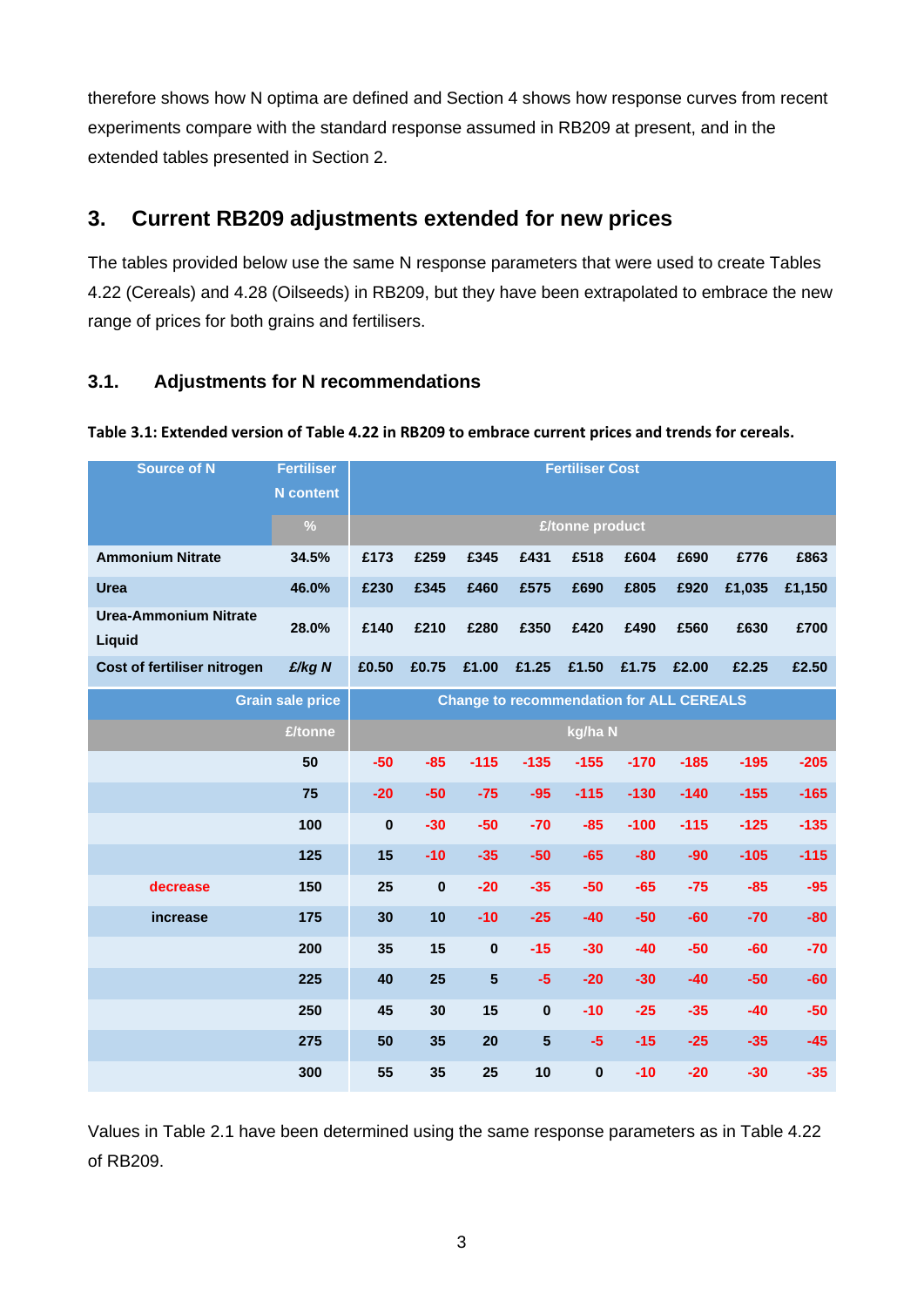therefore shows how N optima are defined and Section 4 shows how response curves from recent experiments compare with the standard response assumed in RB209 at present, and in the extended tables presented in Section 2.

## 3. Current RB209 adjustments extended for new prices

The tables provided below use the same N response parameters that were used to create Tables 4.22 (Cereals) and 4.28 (Oilseeds) in RB209, but they have been extrapolated to embrace the new range of prices for both grains and fertilisers.

### 3.1. Adjustments for N recommendations

**Table 3.1: Extended version of Table 4.22 in RB209 to embrace current prices and trends for cereals.**

| Source of N | Fertiliser N content | Fertiliser Cost | | | | | | | | |
|---|---|---|---|---|---|---|---|---|---|---|
| | % | £/tonne product | | | | | | | | |
| **Ammonium Nitrate** | 34.5% | £173 | £259 | £345 | £431 | £518 | £604 | £690 | £776 | £863 |
| **Urea** | 46.0% | £230 | £345 | £460 | £575 | £690 | £805 | £920 | £1,035 | £1,150 |
| **Urea-Ammonium Nitrate Liquid** | 28.0% | £140 | £210 | £280 | £350 | £420 | £490 | £560 | £630 | £700 |
| **Cost of fertiliser nitrogen** | *£/kg N* | £0.50 | £0.75 | £1.00 | £1.25 | £1.50 | £1.75 | £2.00 | £2.25 | £2.50 |
| | **Grain sale price** | **Change to recommendation for ALL CEREALS** | | | | | | | | |
| | £/tonne | kg/ha N | | | | | | | | |
| | 50 | -50 | -85 | -115 | -135 | -155 | -170 | -185 | -195 | -205 |
| | 75 | -20 | -50 | -75 | -95 | -115 | -130 | -140 | -155 | -165 |
| | 100 | 0 | -30 | -50 | -70 | -85 | -100 | -115 | -125 | -135 |
| | 125 | 15 | -10 | -35 | -50 | -65 | -80 | -90 | -105 | -115 |
| decrease | 150 | 25 | 0 | -20 | -35 | -50 | -65 | -75 | -85 | -95 |
| increase | 175 | 30 | 10 | -10 | -25 | -40 | -50 | -60 | -70 | -80 |
| | 200 | 35 | 15 | 0 | -15 | -30 | -40 | -50 | -60 | -70 |
| | 225 | 40 | 25 | 5 | -5 | -20 | -30 | -40 | -50 | -60 |
| | 250 | 45 | 30 | 15 | 0 | -10 | -25 | -35 | -40 | -50 |
| | 275 | 50 | 35 | 20 | 5 | -5 | -15 | -25 | -35 | -45 |
| | 300 | 55 | 35 | 25 | 10 | 0 | -10 | -20 | -30 | -35 |

Values in Table 2.1 have been determined using the same response parameters as in Table 4.22 of RB209.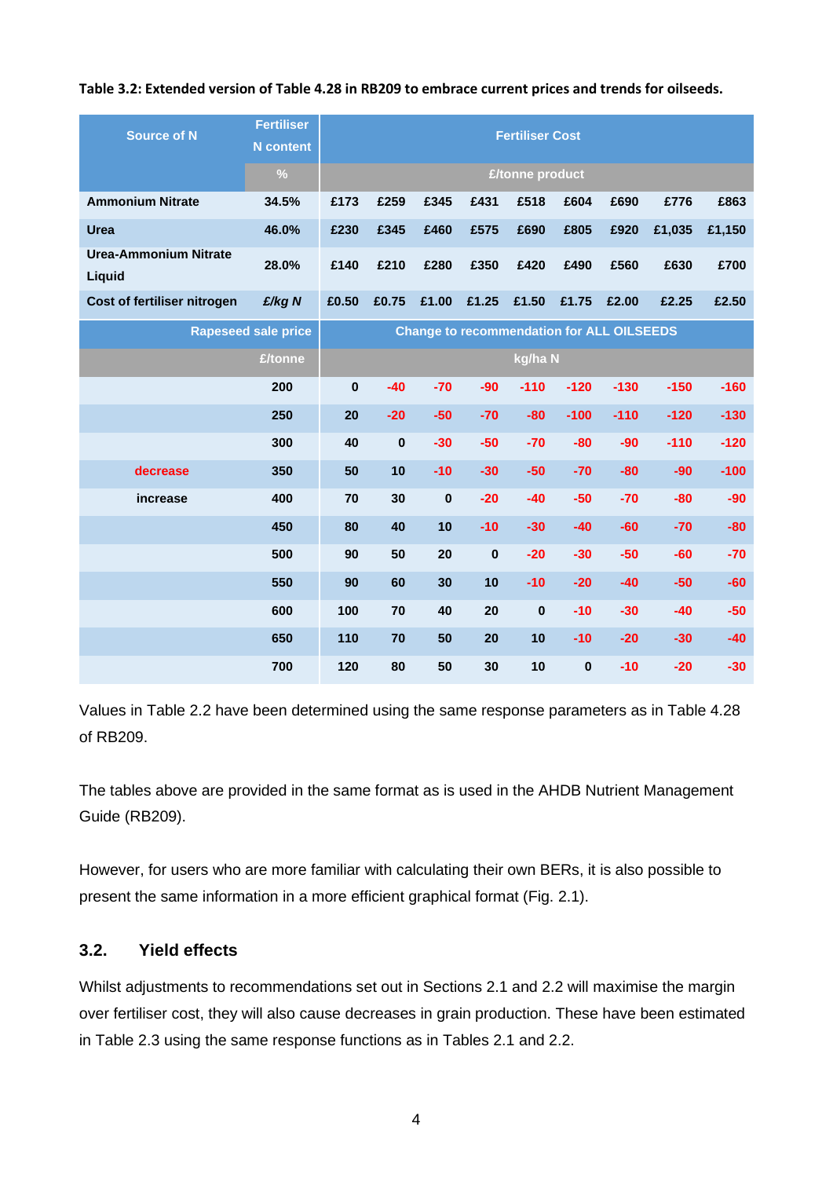**Table 3.2: Extended version of Table 4.28 in RB209 to embrace current prices and trends for oilseeds.**

| Source of N | Fertiliser N content | Fertiliser Cost | | | | | | | | |
|---|---|---|---|---|---|---|---|---|---|---|
| | % | £/tonne product | | | | | | | | |
| **Ammonium Nitrate** | **34.5%** | **£173** | **£259** | **£345** | **£431** | **£518** | **£604** | **£690** | **£776** | **£863** |
| **Urea** | **46.0%** | **£230** | **£345** | **£460** | **£575** | **£690** | **£805** | **£920** | **£1,035** | **£1,150** |
| **Urea-Ammonium Nitrate Liquid** | **28.0%** | **£140** | **£210** | **£280** | **£350** | **£420** | **£490** | **£560** | **£630** | **£700** |
| **Cost of fertiliser nitrogen** | ***£/kg N*** | **£0.50** | **£0.75** | **£1.00** | **£1.25** | **£1.50** | **£1.75** | **£2.00** | **£2.25** | **£2.50** |
| | **Rapeseed sale price** | **Change to recommendation for ALL OILSEEDS** | | | | | | | | |
| | **£/tonne** | **kg/ha N** | | | | | | | | |
| | **200** | **0** | **-40** | **-70** | **-90** | **-110** | **-120** | **-130** | **-150** | **-160** |
| | **250** | **20** | **-20** | **-50** | **-70** | **-80** | **-100** | **-110** | **-120** | **-130** |
| | **300** | **40** | **0** | **-30** | **-50** | **-70** | **-80** | **-90** | **-110** | **-120** |
| **decrease** | **350** | **50** | **10** | **-10** | **-30** | **-50** | **-70** | **-80** | **-90** | **-100** |
| **increase** | **400** | **70** | **30** | **0** | **-20** | **-40** | **-50** | **-70** | **-80** | **-90** |
| | **450** | **80** | **40** | **10** | **-10** | **-30** | **-40** | **-60** | **-70** | **-80** |
| | **500** | **90** | **50** | **20** | **0** | **-20** | **-30** | **-50** | **-60** | **-70** |
| | **550** | **90** | **60** | **30** | **10** | **-10** | **-20** | **-40** | **-50** | **-60** |
| | **600** | **100** | **70** | **40** | **20** | **0** | **-10** | **-30** | **-40** | **-50** |
| | **650** | **110** | **70** | **50** | **20** | **10** | **-10** | **-20** | **-30** | **-40** |
| | **700** | **120** | **80** | **50** | **30** | **10** | **0** | **-10** | **-20** | **-30** |

Values in Table 2.2 have been determined using the same response parameters as in Table 4.28 of RB209.

The tables above are provided in the same format as is used in the AHDB Nutrient Management Guide (RB209).

However, for users who are more familiar with calculating their own BERs, it is also possible to present the same information in a more efficient graphical format (Fig. 2.1).

## 3.2. Yield effects

Whilst adjustments to recommendations set out in Sections 2.1 and 2.2 will maximise the margin over fertiliser cost, they will also cause decreases in grain production. These have been estimated in Table 2.3 using the same response functions as in Tables 2.1 and 2.2.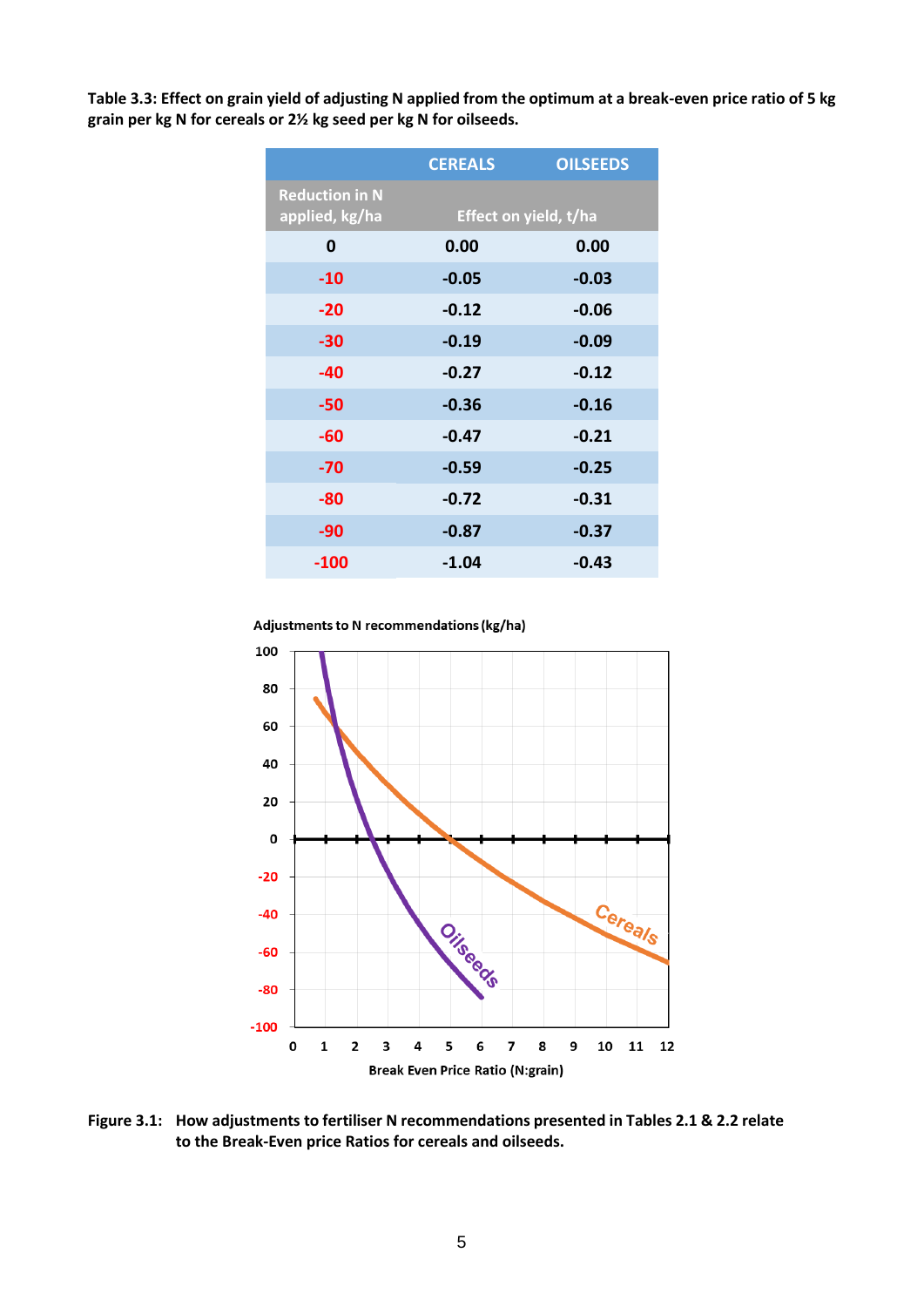**Table 3.3: Effect on grain yield of adjusting N applied from the optimum at a break-even price ratio of 5 kg grain per kg N for cereals or 2½ kg seed per kg N for oilseeds.**

| | CEREALS | OILSEEDS |
|---|---|---|
| Reduction in N applied, kg/ha | Effect on yield, t/ha | |
| 0 | 0.00 | 0.00 |
| -10 | -0.05 | -0.03 |
| -20 | -0.12 | -0.06 |
| -30 | -0.19 | -0.09 |
| -40 | -0.27 | -0.12 |
| -50 | -0.36 | -0.16 |
| -60 | -0.47 | -0.21 |
| -70 | -0.59 | -0.25 |
| -80 | -0.72 | -0.31 |
| -90 | -0.87 | -0.37 |
| -100 | -1.04 | -0.43 |

**Figure 3.1: How adjustments to fertiliser N recommendations presented in Tables 2.1 & 2.2 relate to the Break-Even price Ratios for cereals and oilseeds.**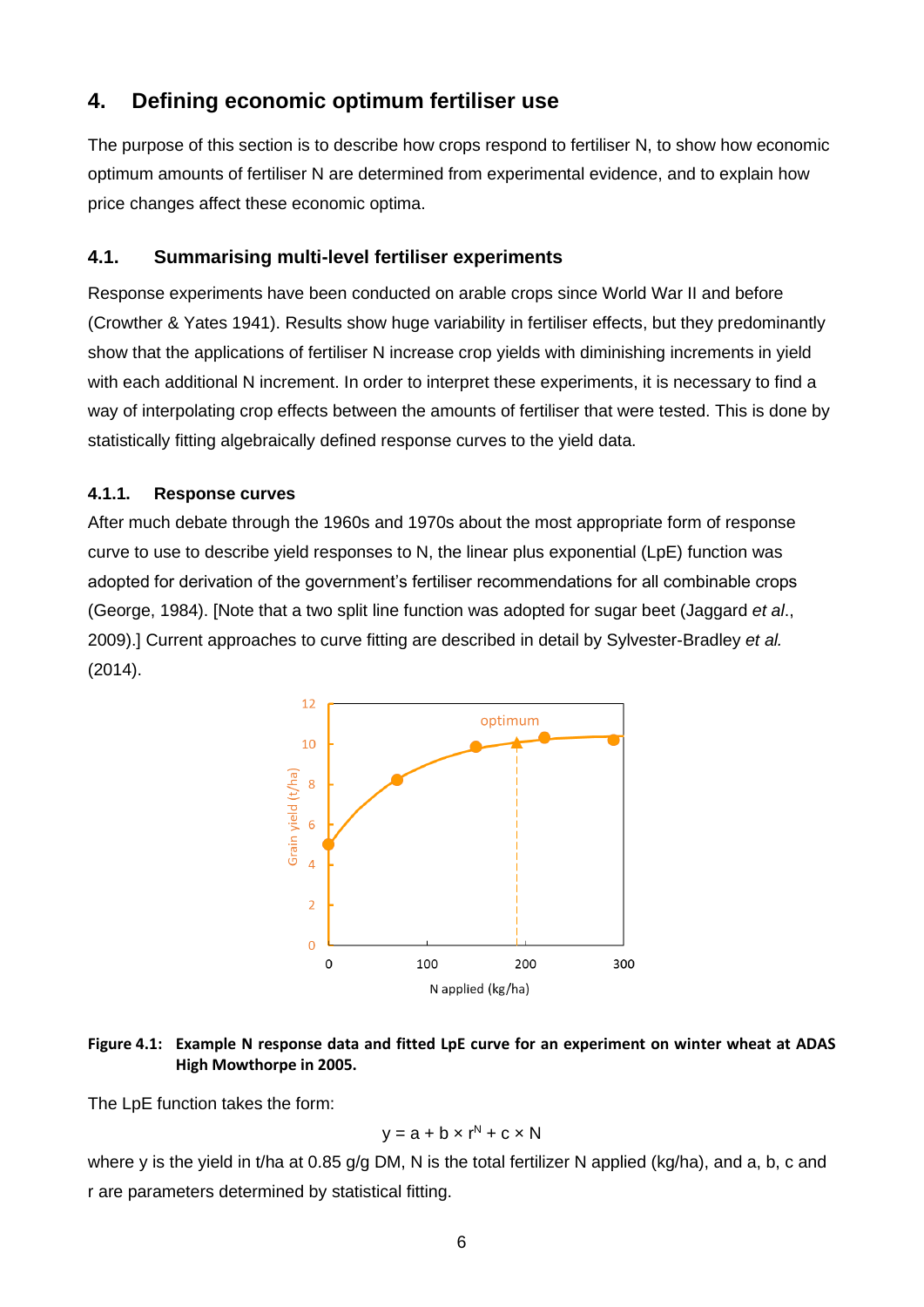## 4. Defining economic optimum fertiliser use

The purpose of this section is to describe how crops respond to fertiliser N, to show how economic optimum amounts of fertiliser N are determined from experimental evidence, and to explain how price changes affect these economic optima.

### 4.1. Summarising multi-level fertiliser experiments

Response experiments have been conducted on arable crops since World War II and before (Crowther & Yates 1941). Results show huge variability in fertiliser effects, but they predominantly show that the applications of fertiliser N increase crop yields with diminishing increments in yield with each additional N increment. In order to interpret these experiments, it is necessary to find a way of interpolating crop effects between the amounts of fertiliser that were tested. This is done by statistically fitting algebraically defined response curves to the yield data.

#### 4.1.1. Response curves

After much debate through the 1960s and 1970s about the most appropriate form of response curve to use to describe yield responses to N, the linear plus exponential (LpE) function was adopted for derivation of the government's fertiliser recommendations for all combinable crops (George, 1984). [Note that a two split line function was adopted for sugar beet (Jaggard *et al*., 2009).] Current approaches to curve fitting are described in detail by Sylvester-Bradley *et al.* (2014).

**Figure 4.1: Example N response data and fitted LpE curve for an experiment on winter wheat at ADAS High Mowthorpe in 2005.**

The LpE function takes the form:

$$y = a + b \times r^N + c \times N$$

where y is the yield in t/ha at 0.85 g/g DM, N is the total fertilizer N applied (kg/ha), and a, b, c and r are parameters determined by statistical fitting.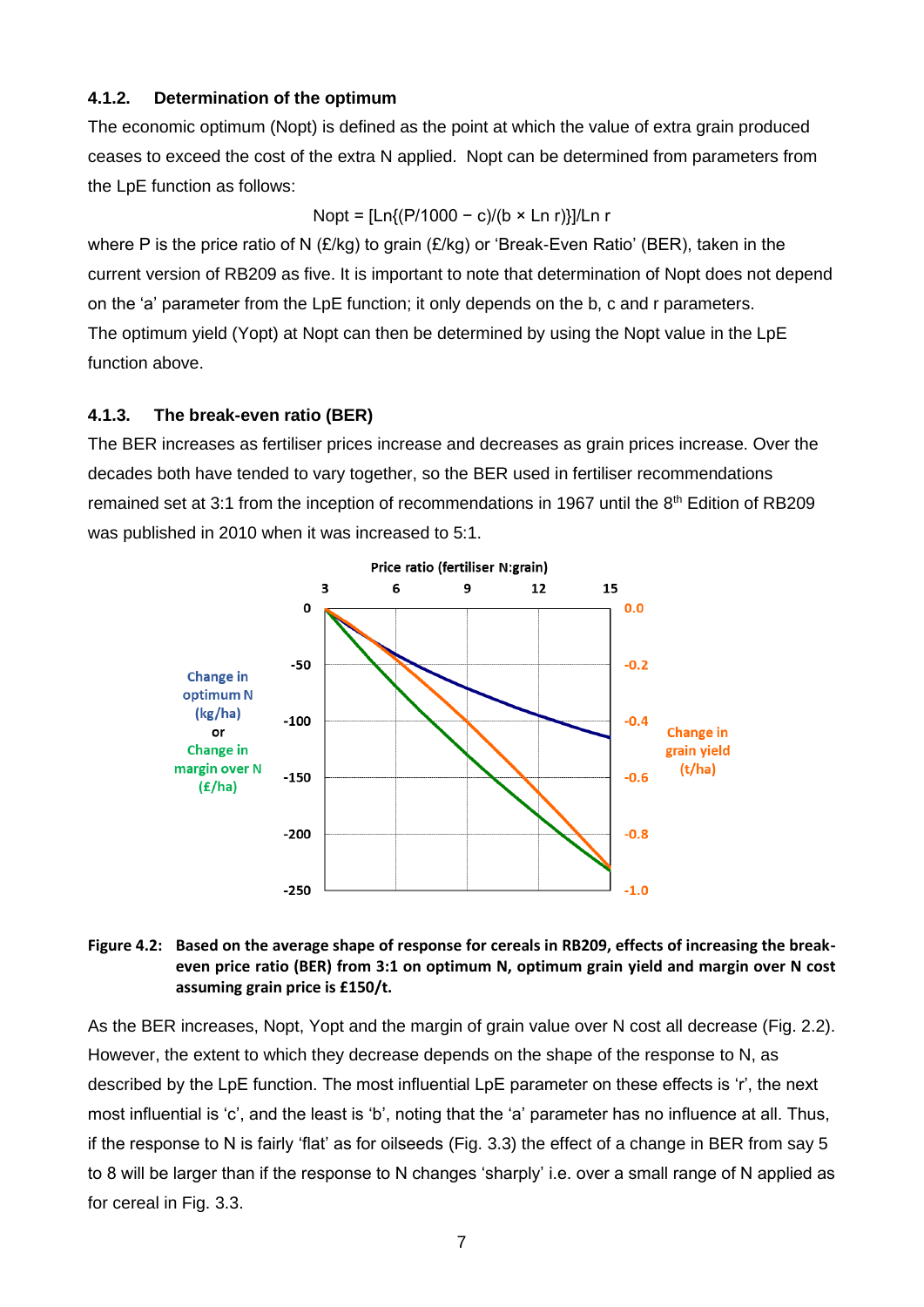### 4.1.2. Determination of the optimum

The economic optimum (Nopt) is defined as the point at which the value of extra grain produced ceases to exceed the cost of the extra N applied. Nopt can be determined from parameters from the LpE function as follows:

$$\text{Nopt} = [\text{Ln}\{(P/1000 - c)/(b \times \text{Ln } r)\}]/\text{Ln } r$$

where P is the price ratio of N (£/kg) to grain (£/kg) or 'Break-Even Ratio' (BER), taken in the current version of RB209 as five. It is important to note that determination of Nopt does not depend on the 'a' parameter from the LpE function; it only depends on the b, c and r parameters.

The optimum yield (Yopt) at Nopt can then be determined by using the Nopt value in the LpE function above.

### 4.1.3. The break-even ratio (BER)

The BER increases as fertiliser prices increase and decreases as grain prices increase. Over the decades both have tended to vary together, so the BER used in fertiliser recommendations remained set at 3:1 from the inception of recommendations in 1967 until the 8th Edition of RB209 was published in 2010 when it was increased to 5:1.

**Figure 4.2: Based on the average shape of response for cereals in RB209, effects of increasing the break-even price ratio (BER) from 3:1 on optimum N, optimum grain yield and margin over N cost assuming grain price is £150/t.**

As the BER increases, Nopt, Yopt and the margin of grain value over N cost all decrease (Fig. 2.2). However, the extent to which they decrease depends on the shape of the response to N, as described by the LpE function. The most influential LpE parameter on these effects is 'r', the next most influential is 'c', and the least is 'b', noting that the 'a' parameter has no influence at all. Thus, if the response to N is fairly 'flat' as for oilseeds (Fig. 3.3) the effect of a change in BER from say 5 to 8 will be larger than if the response to N changes 'sharply' i.e. over a small range of N applied as for cereal in Fig. 3.3.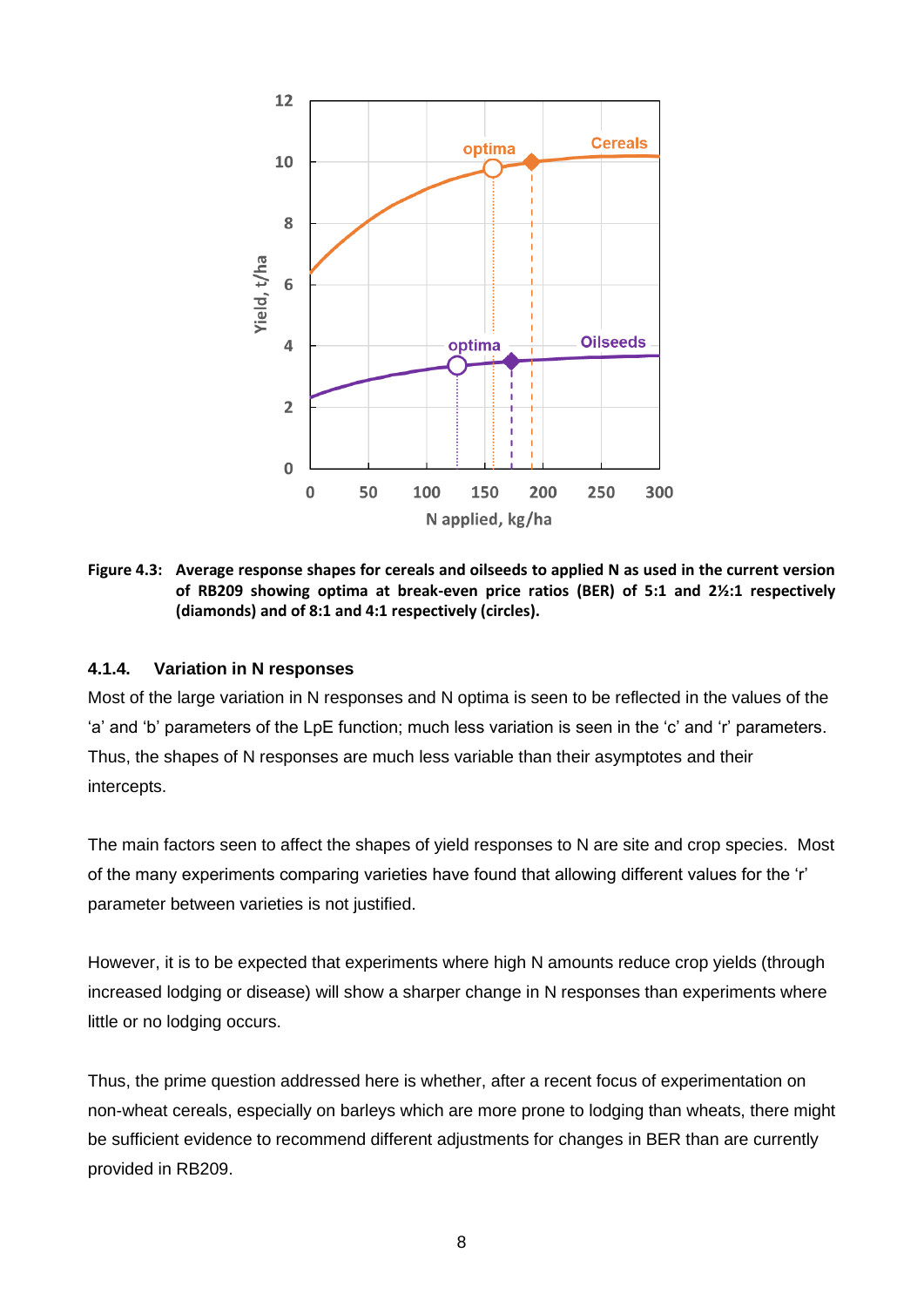**Figure 4.3: Average response shapes for cereals and oilseeds to applied N as used in the current version of RB209 showing optima at break-even price ratios (BER) of 5:1 and 2½:1 respectively (diamonds) and of 8:1 and 4:1 respectively (circles).**

### 4.1.4. Variation in N responses

Most of the large variation in N responses and N optima is seen to be reflected in the values of the 'a' and 'b' parameters of the LpE function; much less variation is seen in the 'c' and 'r' parameters. Thus, the shapes of N responses are much less variable than their asymptotes and their intercepts.

The main factors seen to affect the shapes of yield responses to N are site and crop species. Most of the many experiments comparing varieties have found that allowing different values for the 'r' parameter between varieties is not justified.

However, it is to be expected that experiments where high N amounts reduce crop yields (through increased lodging or disease) will show a sharper change in N responses than experiments where little or no lodging occurs.

Thus, the prime question addressed here is whether, after a recent focus of experimentation on non-wheat cereals, especially on barleys which are more prone to lodging than wheats, there might be sufficient evidence to recommend different adjustments for changes in BER than are currently provided in RB209.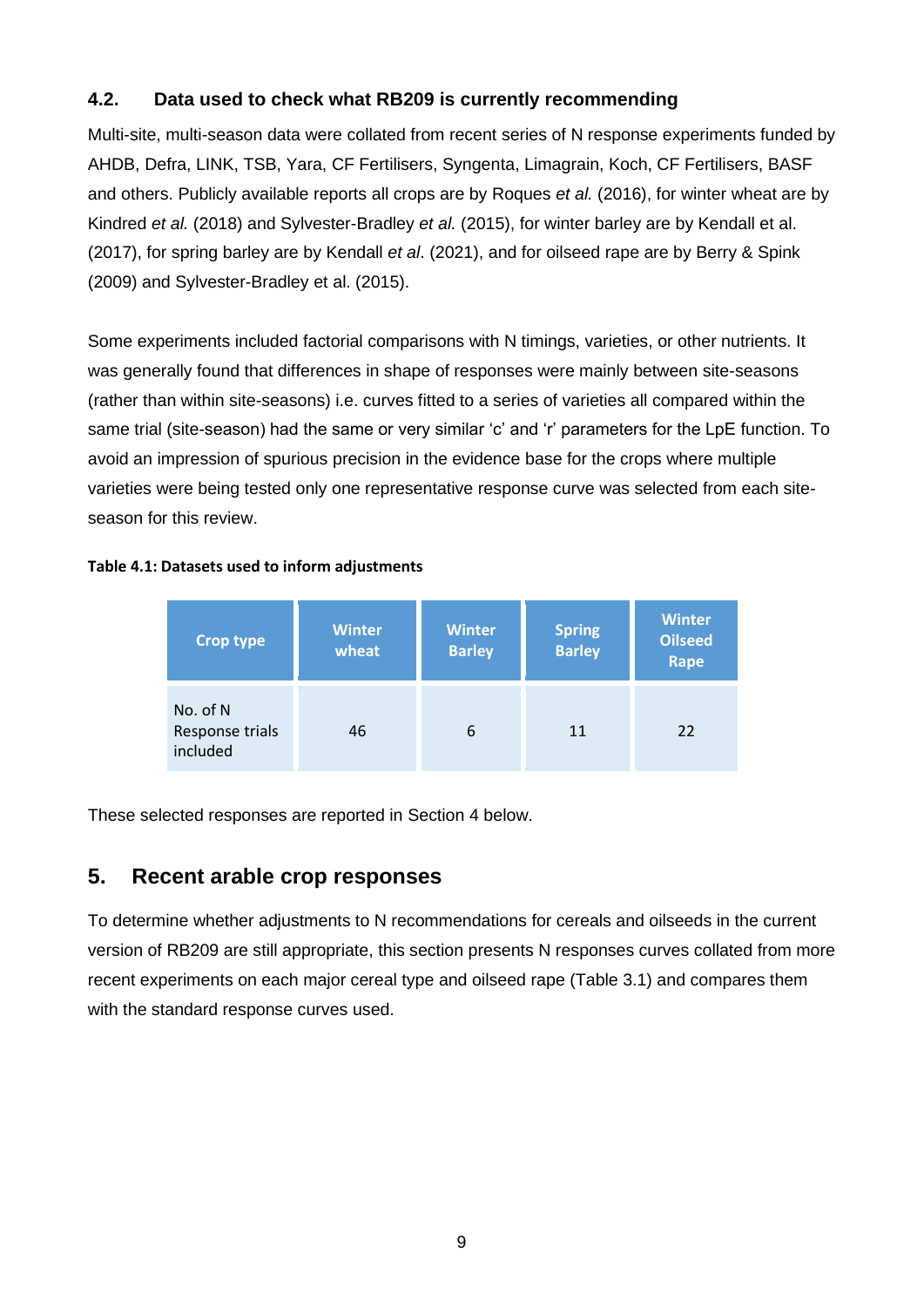### 4.2. Data used to check what RB209 is currently recommending

Multi-site, multi-season data were collated from recent series of N response experiments funded by AHDB, Defra, LINK, TSB, Yara, CF Fertilisers, Syngenta, Limagrain, Koch, CF Fertilisers, BASF and others. Publicly available reports all crops are by Roques *et al.* (2016), for winter wheat are by Kindred *et al.* (2018) and Sylvester-Bradley *et al.* (2015), for winter barley are by Kendall et al. (2017), for spring barley are by Kendall *et al*. (2021), and for oilseed rape are by Berry & Spink (2009) and Sylvester-Bradley et al. (2015).

Some experiments included factorial comparisons with N timings, varieties, or other nutrients. It was generally found that differences in shape of responses were mainly between site-seasons (rather than within site-seasons) i.e. curves fitted to a series of varieties all compared within the same trial (site-season) had the same or very similar 'c' and 'r' parameters for the LpE function. To avoid an impression of spurious precision in the evidence base for the crops where multiple varieties were being tested only one representative response curve was selected from each site-season for this review.

**Table 4.1: Datasets used to inform adjustments**

| Crop type | Winter wheat | Winter Barley | Spring Barley | Winter Oilseed Rape |
|---|---|---|---|---|
| No. of N Response trials included | 46 | 6 | 11 | 22 |

These selected responses are reported in Section 4 below.

## 5. Recent arable crop responses

To determine whether adjustments to N recommendations for cereals and oilseeds in the current version of RB209 are still appropriate, this section presents N responses curves collated from more recent experiments on each major cereal type and oilseed rape (Table 3.1) and compares them with the standard response curves used.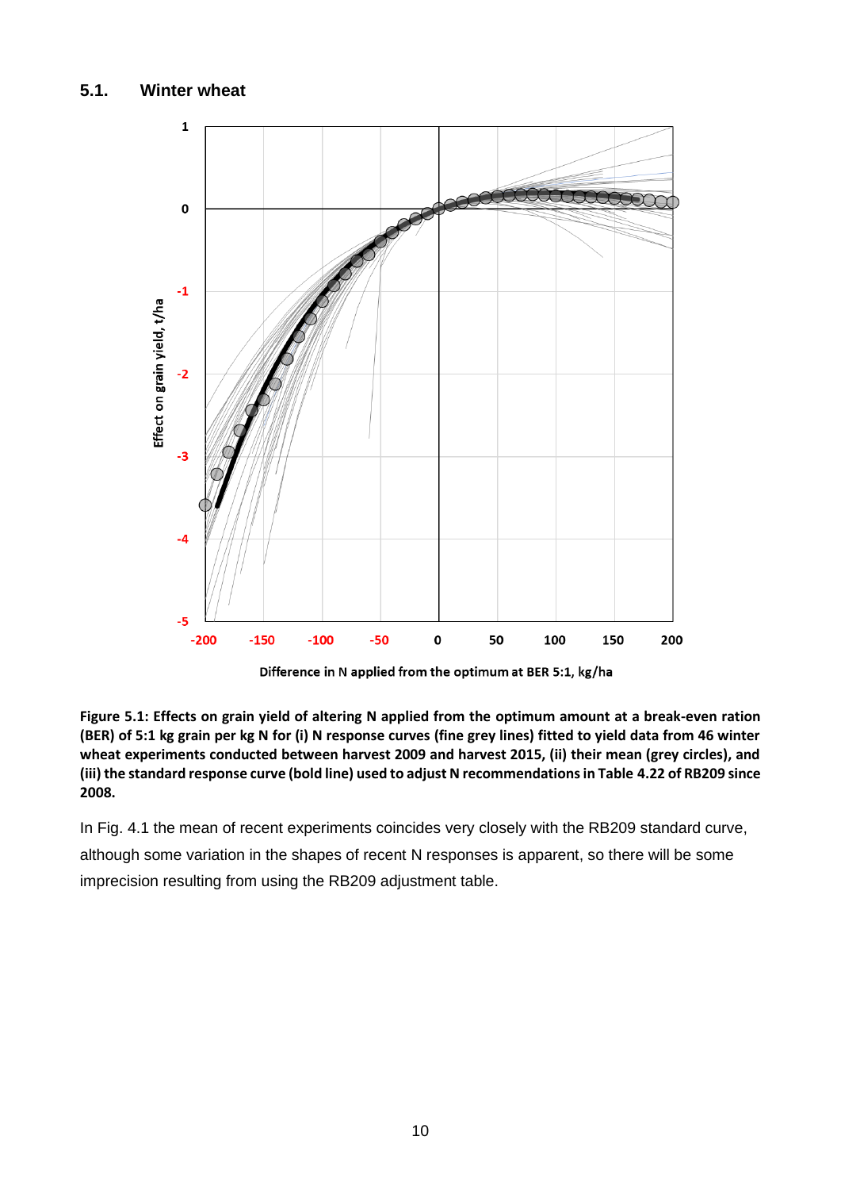### 5.1. Winter wheat

**Figure 5.1: Effects on grain yield of altering N applied from the optimum amount at a break-even ration (BER) of 5:1 kg grain per kg N for (i) N response curves (fine grey lines) fitted to yield data from 46 winter wheat experiments conducted between harvest 2009 and harvest 2015, (ii) their mean (grey circles), and (iii) the standard response curve (bold line) used to adjust N recommendations in Table 4.22 of RB209 since 2008.**

In Fig. 4.1 the mean of recent experiments coincides very closely with the RB209 standard curve, although some variation in the shapes of recent N responses is apparent, so there will be some imprecision resulting from using the RB209 adjustment table.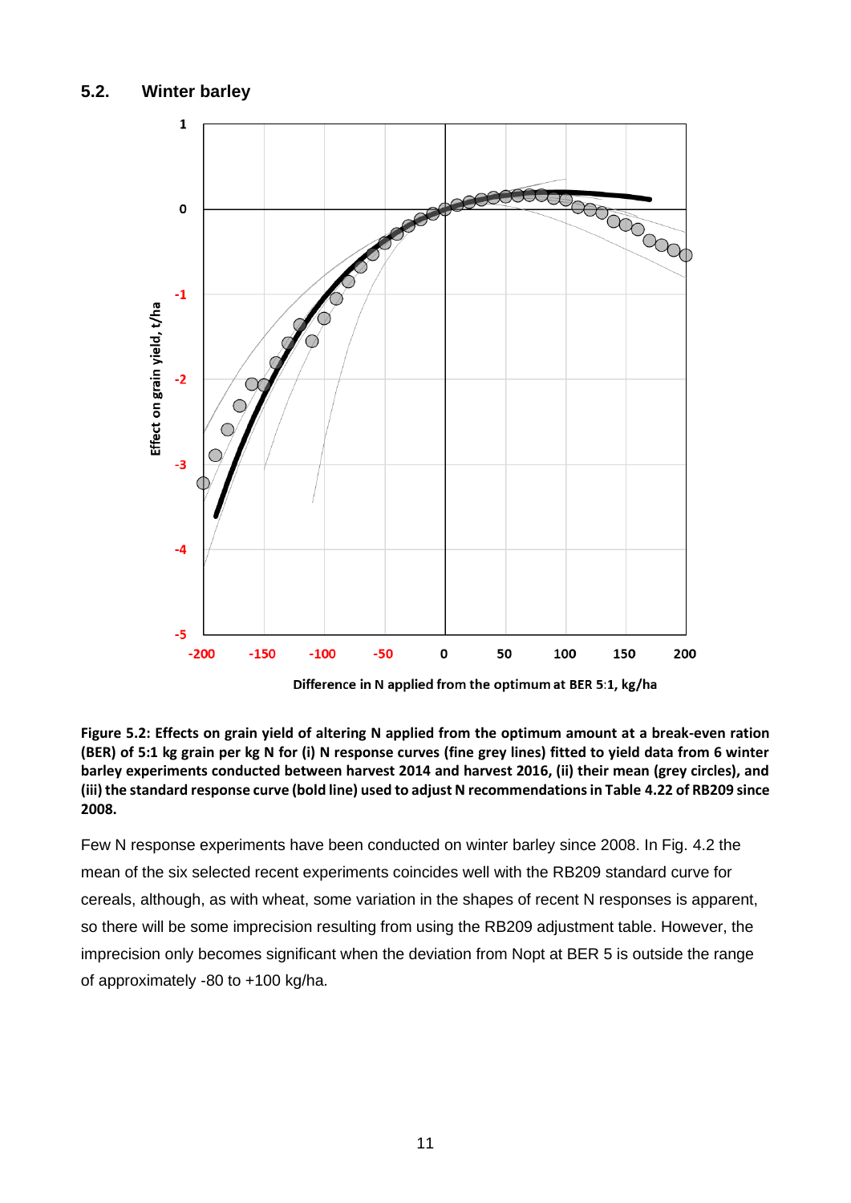## 5.2. Winter barley

**Figure 5.2: Effects on grain yield of altering N applied from the optimum amount at a break-even ration (BER) of 5:1 kg grain per kg N for (i) N response curves (fine grey lines) fitted to yield data from 6 winter barley experiments conducted between harvest 2014 and harvest 2016, (ii) their mean (grey circles), and (iii) the standard response curve (bold line) used to adjust N recommendations in Table 4.22 of RB209 since 2008.**

Few N response experiments have been conducted on winter barley since 2008. In Fig. 4.2 the mean of the six selected recent experiments coincides well with the RB209 standard curve for cereals, although, as with wheat, some variation in the shapes of recent N responses is apparent, so there will be some imprecision resulting from using the RB209 adjustment table. However, the imprecision only becomes significant when the deviation from Nopt at BER 5 is outside the range of approximately -80 to +100 kg/ha.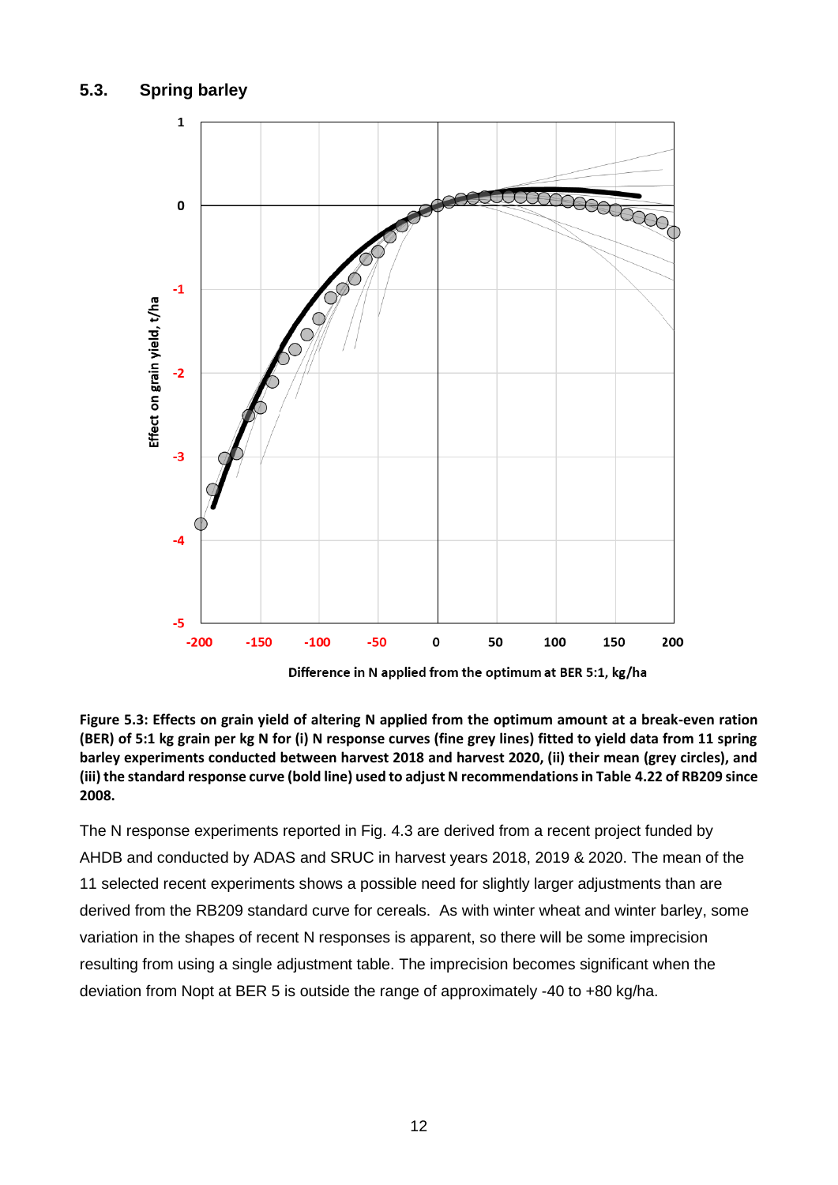## 5.3. Spring barley

**Figure 5.3: Effects on grain yield of altering N applied from the optimum amount at a break-even ration (BER) of 5:1 kg grain per kg N for (i) N response curves (fine grey lines) fitted to yield data from 11 spring barley experiments conducted between harvest 2018 and harvest 2020, (ii) their mean (grey circles), and (iii) the standard response curve (bold line) used to adjust N recommendations in Table 4.22 of RB209 since 2008.**

The N response experiments reported in Fig. 4.3 are derived from a recent project funded by AHDB and conducted by ADAS and SRUC in harvest years 2018, 2019 & 2020. The mean of the 11 selected recent experiments shows a possible need for slightly larger adjustments than are derived from the RB209 standard curve for cereals. As with winter wheat and winter barley, some variation in the shapes of recent N responses is apparent, so there will be some imprecision resulting from using a single adjustment table. The imprecision becomes significant when the deviation from Nopt at BER 5 is outside the range of approximately -40 to +80 kg/ha.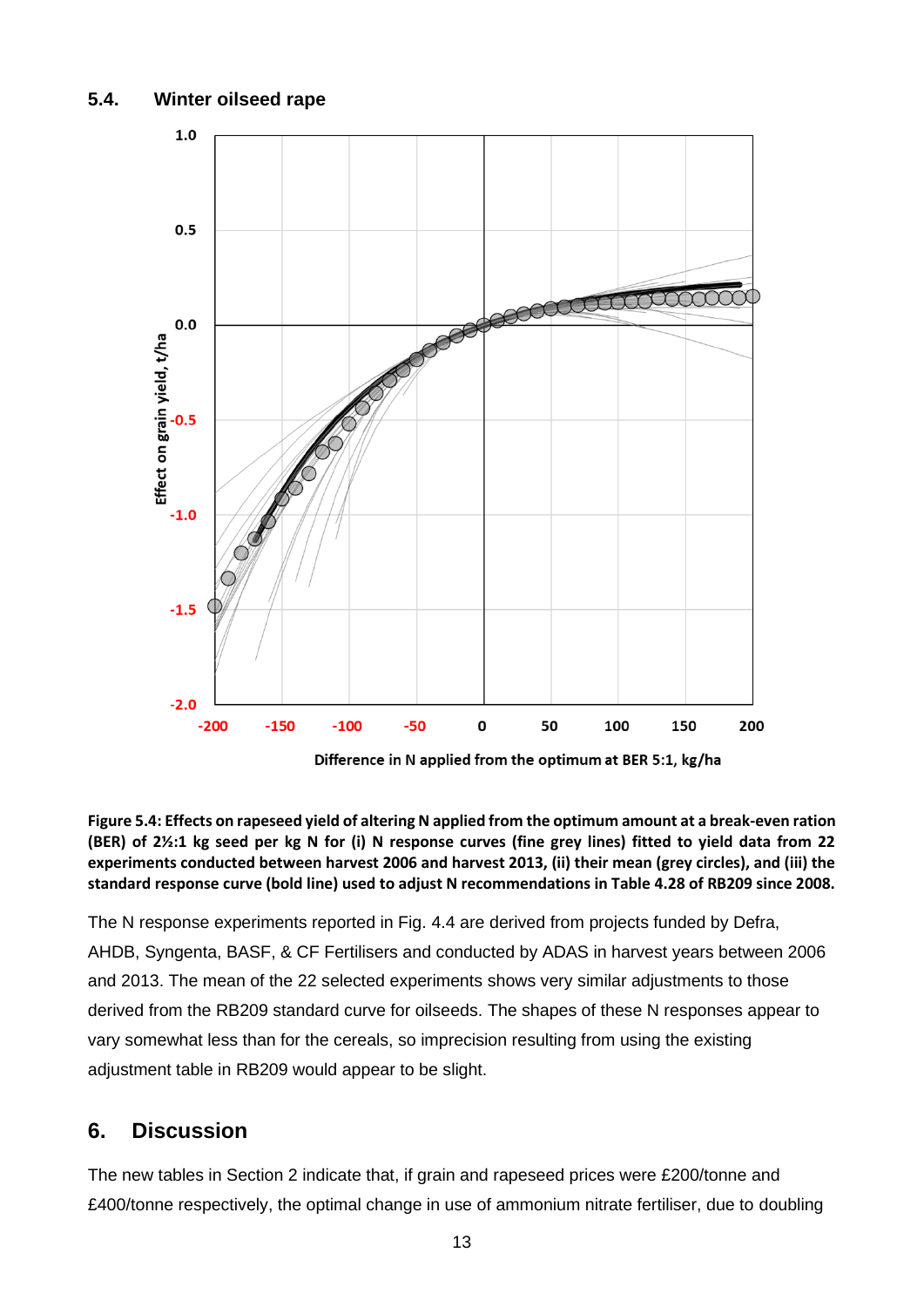## 5.4. Winter oilseed rape

**Figure 5.4: Effects on rapeseed yield of altering N applied from the optimum amount at a break-even ration (BER) of 2½:1 kg seed per kg N for (i) N response curves (fine grey lines) fitted to yield data from 22 experiments conducted between harvest 2006 and harvest 2013, (ii) their mean (grey circles), and (iii) the standard response curve (bold line) used to adjust N recommendations in Table 4.28 of RB209 since 2008.**

The N response experiments reported in Fig. 4.4 are derived from projects funded by Defra, AHDB, Syngenta, BASF, & CF Fertilisers and conducted by ADAS in harvest years between 2006 and 2013. The mean of the 22 selected experiments shows very similar adjustments to those derived from the RB209 standard curve for oilseeds. The shapes of these N responses appear to vary somewhat less than for the cereals, so imprecision resulting from using the existing adjustment table in RB209 would appear to be slight.

## 6. Discussion

The new tables in Section 2 indicate that, if grain and rapeseed prices were £200/tonne and £400/tonne respectively, the optimal change in use of ammonium nitrate fertiliser, due to doubling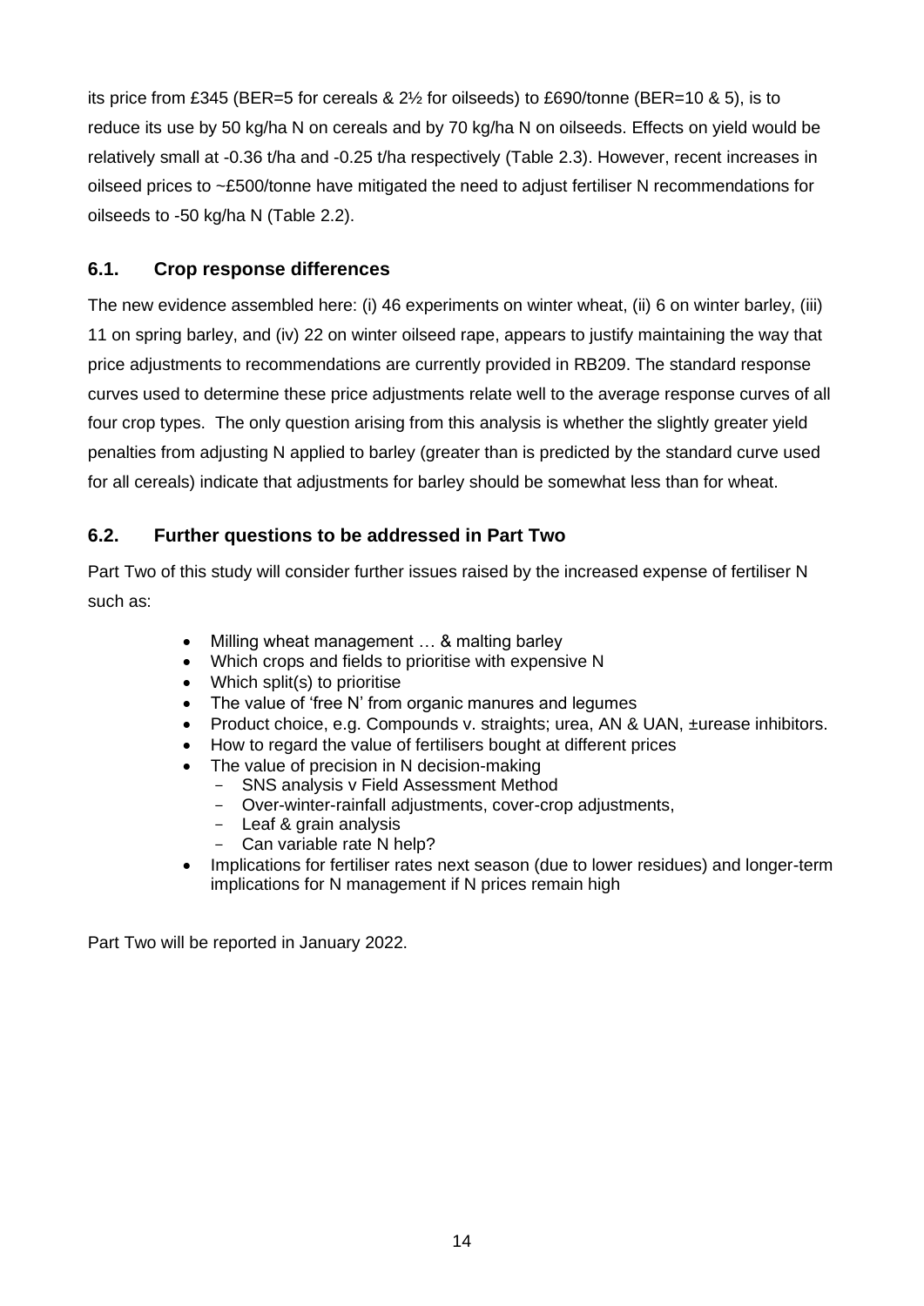its price from £345 (BER=5 for cereals & 2½ for oilseeds) to £690/tonne (BER=10 & 5), is to reduce its use by 50 kg/ha N on cereals and by 70 kg/ha N on oilseeds. Effects on yield would be relatively small at -0.36 t/ha and -0.25 t/ha respectively (Table 2.3). However, recent increases in oilseed prices to ~£500/tonne have mitigated the need to adjust fertiliser N recommendations for oilseeds to -50 kg/ha N (Table 2.2).

## 6.1. Crop response differences

The new evidence assembled here: (i) 46 experiments on winter wheat, (ii) 6 on winter barley, (iii) 11 on spring barley, and (iv) 22 on winter oilseed rape, appears to justify maintaining the way that price adjustments to recommendations are currently provided in RB209. The standard response curves used to determine these price adjustments relate well to the average response curves of all four crop types. The only question arising from this analysis is whether the slightly greater yield penalties from adjusting N applied to barley (greater than is predicted by the standard curve used for all cereals) indicate that adjustments for barley should be somewhat less than for wheat.

## 6.2. Further questions to be addressed in Part Two

Part Two of this study will consider further issues raised by the increased expense of fertiliser N such as:

- Milling wheat management … & malting barley
- Which crops and fields to prioritise with expensive N
- Which split(s) to prioritise
- The value of 'free N' from organic manures and legumes
- Product choice, e.g. Compounds v. straights; urea, AN & UAN, ±urease inhibitors.
- How to regard the value of fertilisers bought at different prices
- The value of precision in N decision-making
  - SNS analysis v Field Assessment Method
  - Over-winter-rainfall adjustments, cover-crop adjustments,
  - Leaf & grain analysis
  - Can variable rate N help?
- Implications for fertiliser rates next season (due to lower residues) and longer-term implications for N management if N prices remain high

Part Two will be reported in January 2022.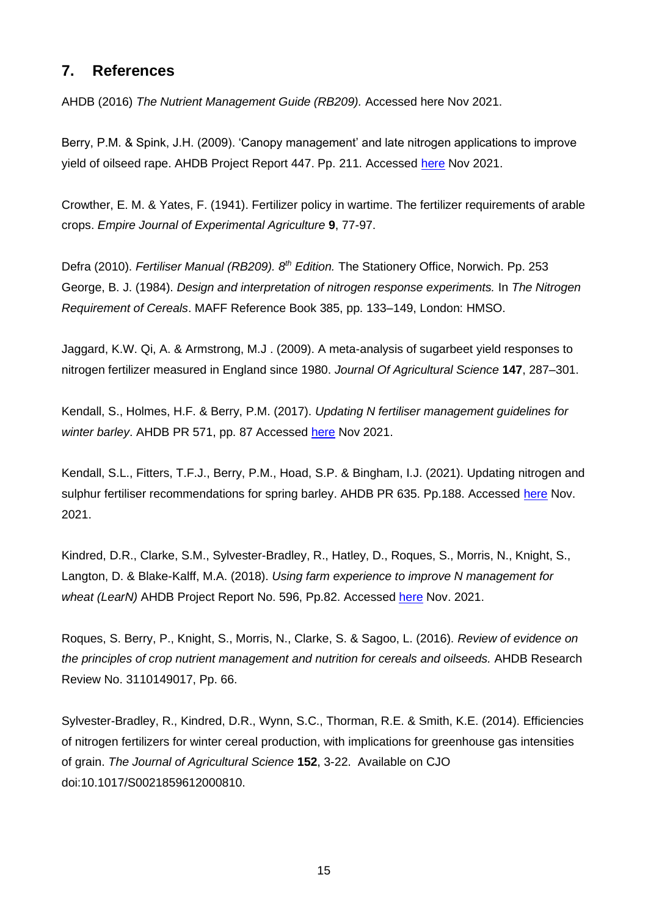## 7. References

AHDB (2016) *The Nutrient Management Guide (RB209).* Accessed here Nov 2021.

Berry, P.M. & Spink, J.H. (2009). 'Canopy management' and late nitrogen applications to improve yield of oilseed rape. AHDB Project Report 447. Pp. 211. Accessed here Nov 2021.

Crowther, E. M. & Yates, F. (1941). Fertilizer policy in wartime. The fertilizer requirements of arable crops. *Empire Journal of Experimental Agriculture* **9**, 77-97.

Defra (2010). *Fertiliser Manual (RB209). 8th Edition.* The Stationery Office, Norwich. Pp. 253

George, B. J. (1984). *Design and interpretation of nitrogen response experiments.* In *The Nitrogen Requirement of Cereals*. MAFF Reference Book 385, pp. 133–149, London: HMSO.

Jaggard, K.W. Qi, A. & Armstrong, M.J . (2009). A meta-analysis of sugarbeet yield responses to nitrogen fertilizer measured in England since 1980. *Journal Of Agricultural Science* **147**, 287–301.

Kendall, S., Holmes, H.F. & Berry, P.M. (2017). *Updating N fertiliser management guidelines for winter barley*. AHDB PR 571, pp. 87 Accessed here Nov 2021.

Kendall, S.L., Fitters, T.F.J., Berry, P.M., Hoad, S.P. & Bingham, I.J. (2021). Updating nitrogen and sulphur fertiliser recommendations for spring barley. AHDB PR 635. Pp.188. Accessed here Nov. 2021.

Kindred, D.R., Clarke, S.M., Sylvester-Bradley, R., Hatley, D., Roques, S., Morris, N., Knight, S., Langton, D. & Blake-Kalff, M.A. (2018). *Using farm experience to improve N management for wheat (LearN)* AHDB Project Report No. 596, Pp.82. Accessed here Nov. 2021.

Roques, S. Berry, P., Knight, S., Morris, N., Clarke, S. & Sagoo, L. (2016). *Review of evidence on the principles of crop nutrient management and nutrition for cereals and oilseeds.* AHDB Research Review No. 3110149017, Pp. 66.

Sylvester-Bradley, R., Kindred, D.R., Wynn, S.C., Thorman, R.E. & Smith, K.E. (2014). Efficiencies of nitrogen fertilizers for winter cereal production, with implications for greenhouse gas intensities of grain. *The Journal of Agricultural Science* **152**, 3-22. Available on CJO doi:10.1017/S0021859612000810.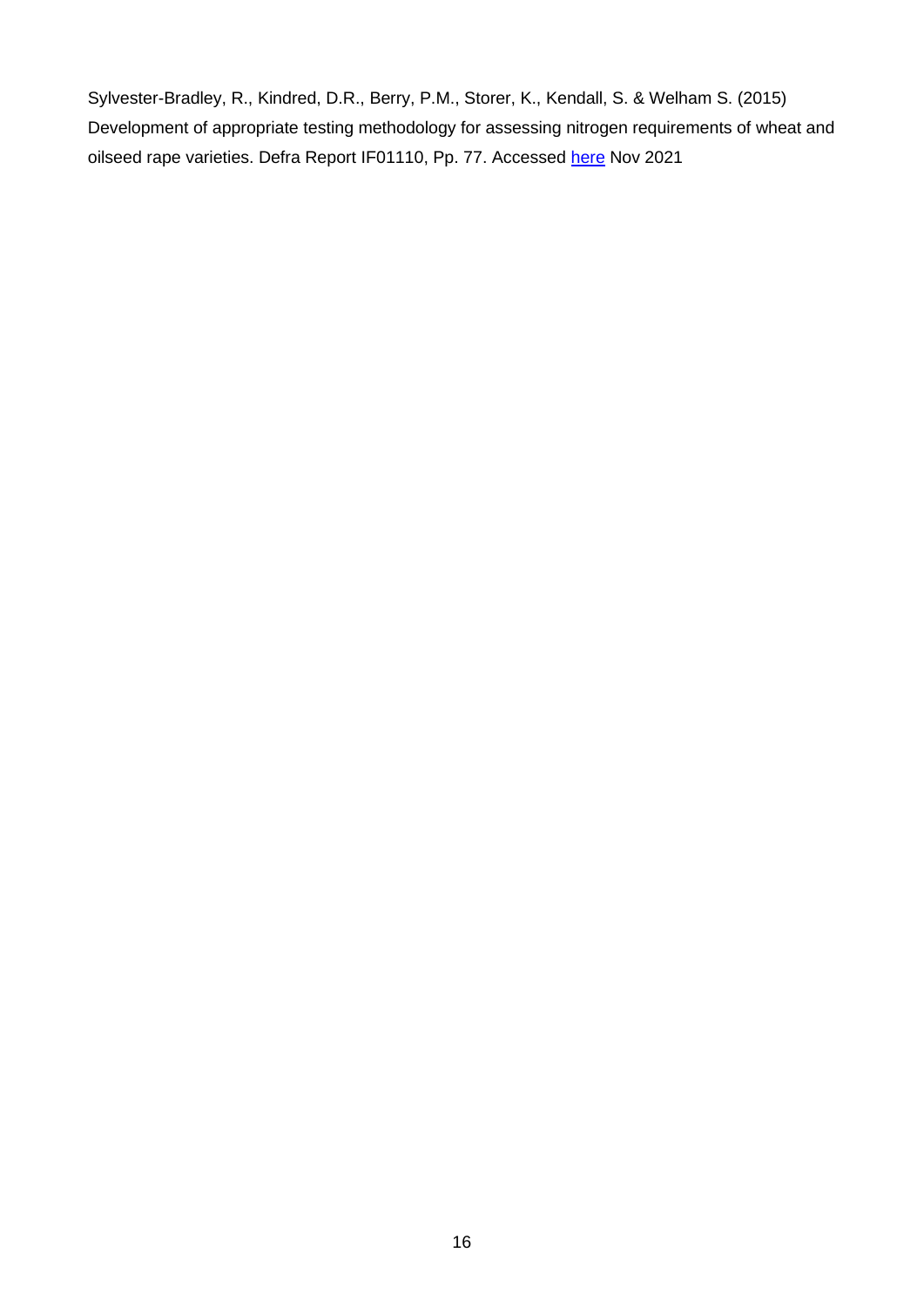Sylvester-Bradley, R., Kindred, D.R., Berry, P.M., Storer, K., Kendall, S. & Welham S. (2015) Development of appropriate testing methodology for assessing nitrogen requirements of wheat and oilseed rape varieties. Defra Report IF01110, Pp. 77. Accessed here Nov 2021